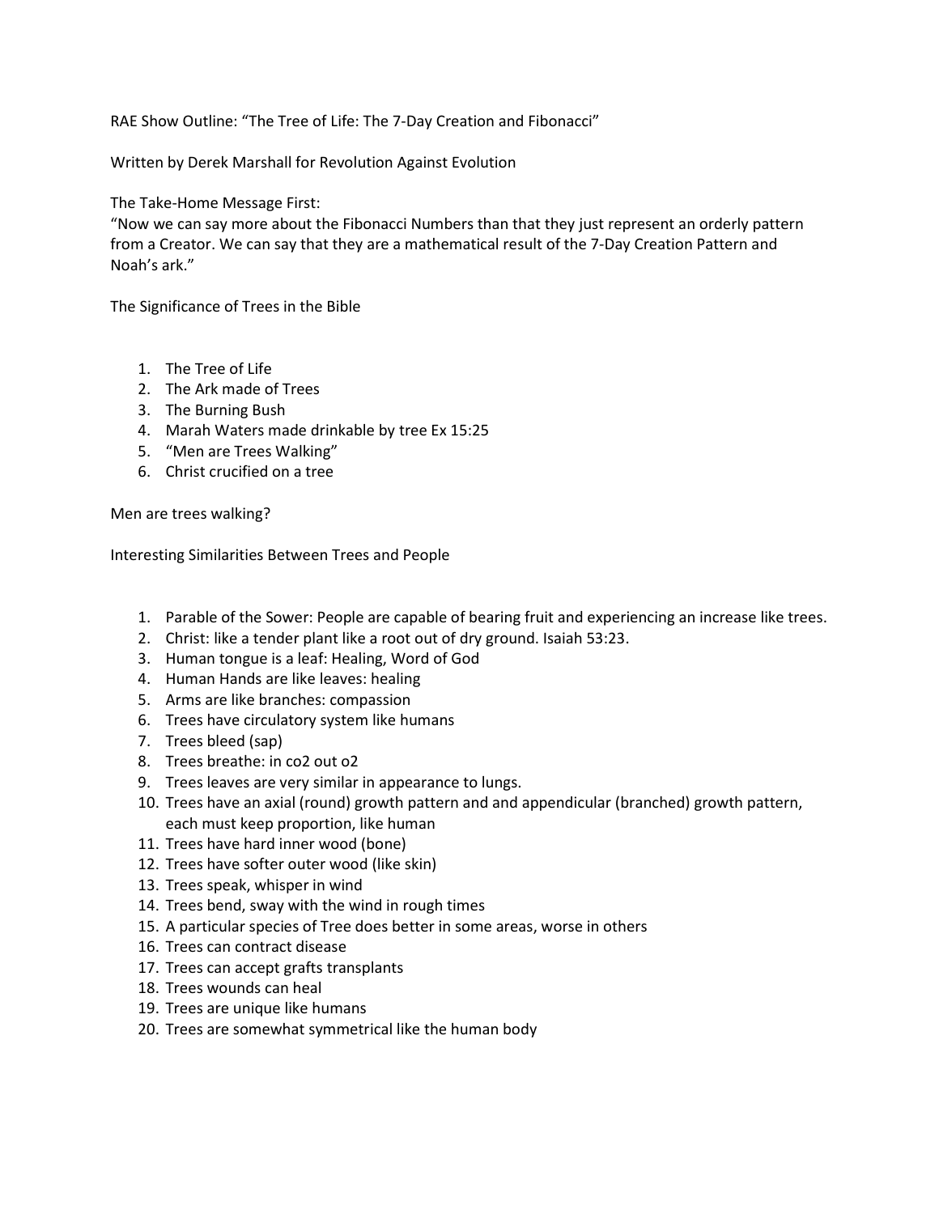RAE Show Outline: “The Tree of Life: The 7-Day Creation and Fibonacci”

Written by Derek Marshall for Revolution Against Evolution

The Take-Home Message First:
“Now we can say more about the Fibonacci Numbers than that they just represent an orderly pattern from a Creator. We can say that they are a mathematical result of the 7-Day Creation Pattern and Noah’s ark.”

The Significance of Trees in the Bible

1. The Tree of Life
2. The Ark made of Trees
3. The Burning Bush
4. Marah Waters made drinkable by tree Ex 15:25
5. “Men are Trees Walking”
6. Christ crucified on a tree

Men are trees walking?

Interesting Similarities Between Trees and People

1. Parable of the Sower: People are capable of bearing fruit and experiencing an increase like trees.
2. Christ: like a tender plant like a root out of dry ground. Isaiah 53:23.
3. Human tongue is a leaf: Healing, Word of God
4. Human Hands are like leaves: healing
5. Arms are like branches: compassion
6. Trees have circulatory system like humans
7. Trees bleed (sap)
8. Trees breathe: in co2 out o2
9. Trees leaves are very similar in appearance to lungs.
10. Trees have an axial (round) growth pattern and and appendicular (branched) growth pattern, each must keep proportion, like human
11. Trees have hard inner wood (bone)
12. Trees have softer outer wood (like skin)
13. Trees speak, whisper in wind
14. Trees bend, sway with the wind in rough times
15. A particular species of Tree does better in some areas, worse in others
16. Trees can contract disease
17. Trees can accept grafts transplants
18. Trees wounds can heal
19. Trees are unique like humans
20. Trees are somewhat symmetrical like the human body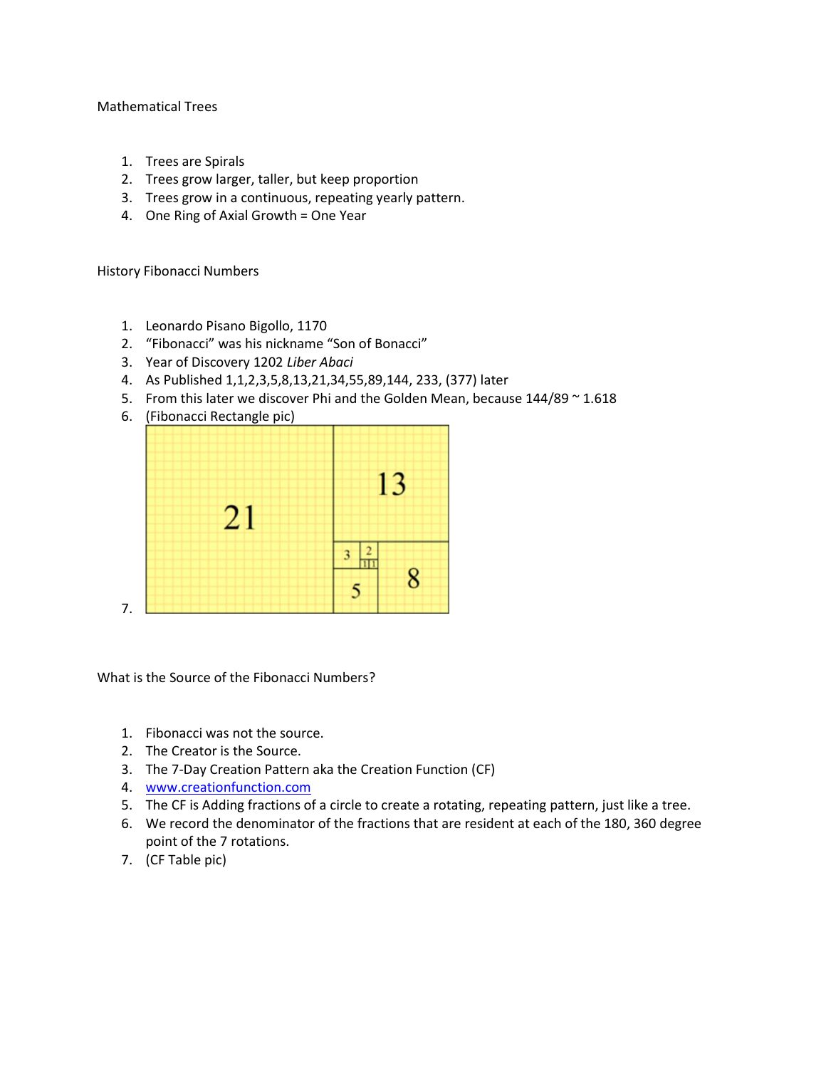Mathematical Trees

1. Trees are Spirals
2. Trees grow larger, taller, but keep proportion
3. Trees grow in a continuous, repeating yearly pattern.
4. One Ring of Axial Growth = One Year

History Fibonacci Numbers

1. Leonardo Pisano Bigollo, 1170
2. "Fibonacci" was his nickname "Son of Bonacci"
3. Year of Discovery 1202 *Liber Abaci*
4. As Published 1,1,2,3,5,8,13,21,34,55,89,144, 233, (377) later
5. From this later we discover Phi and the Golden Mean, because 144/89 ~ 1.618
6. (Fibonacci Rectangle pic)
7.

What is the Source of the Fibonacci Numbers?

1. Fibonacci was not the source.
2. The Creator is the Source.
3. The 7-Day Creation Pattern aka the Creation Function (CF)
4. [www.creationfunction.com](http://www.creationfunction.com)
5. The CF is Adding fractions of a circle to create a rotating, repeating pattern, just like a tree.
6. We record the denominator of the fractions that are resident at each of the 180, 360 degree point of the 7 rotations.
7. (CF Table pic)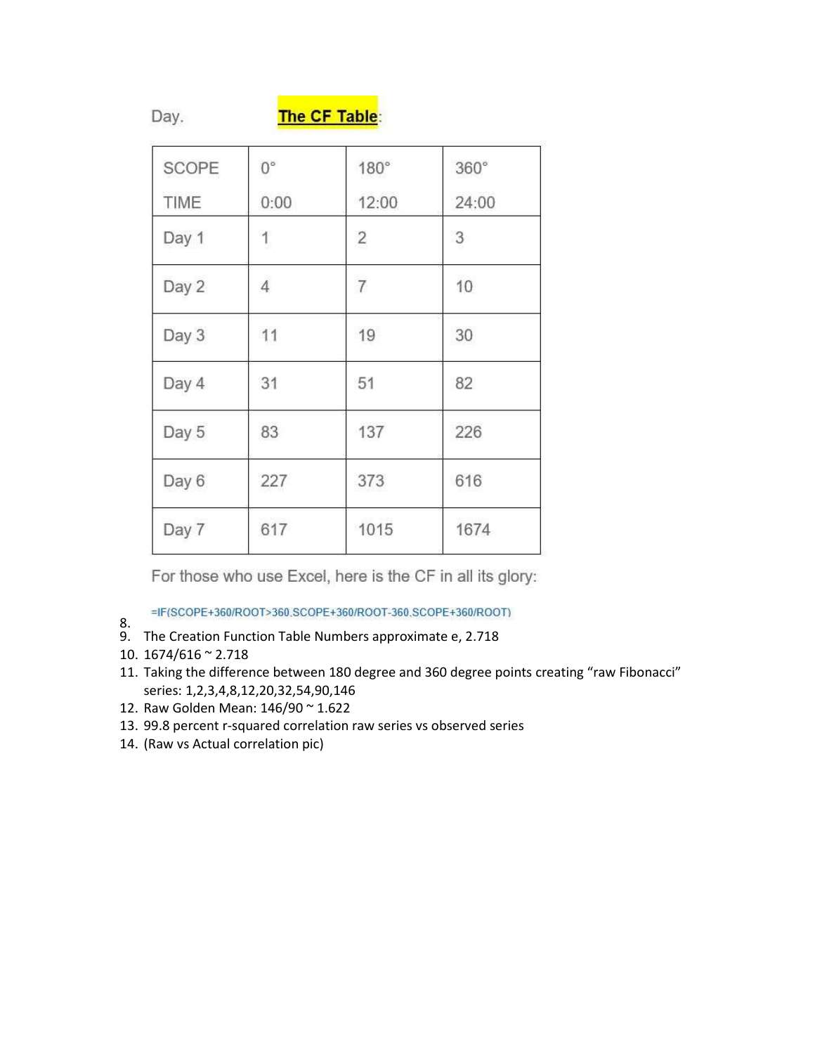Day.

**The CF Table**:

| SCOPE<br>TIME | 0°<br>0:00 | 180°<br>12:00 | 360°<br>24:00 |
|---|---|---|---|
| Day 1 | 1 | 2 | 3 |
| Day 2 | 4 | 7 | 10 |
| Day 3 | 11 | 19 | 30 |
| Day 4 | 31 | 51 | 82 |
| Day 5 | 83 | 137 | 226 |
| Day 6 | 227 | 373 | 616 |
| Day 7 | 617 | 1015 | 1674 |

For those who use Excel, here is the CF in all its glory:

8. 
```
=IF(SCOPE+360/ROOT>360,SCOPE+360/ROOT-360,SCOPE+360/ROOT)
```
9. The Creation Function Table Numbers approximate e, 2.718
10. 1674/616 ~ 2.718
11. Taking the difference between 180 degree and 360 degree points creating "raw Fibonacci" series: 1,2,3,4,8,12,20,32,54,90,146
12. Raw Golden Mean: 146/90 ~ 1.622
13. 99.8 percent r-squared correlation raw series vs observed series
14. (Raw vs Actual correlation pic)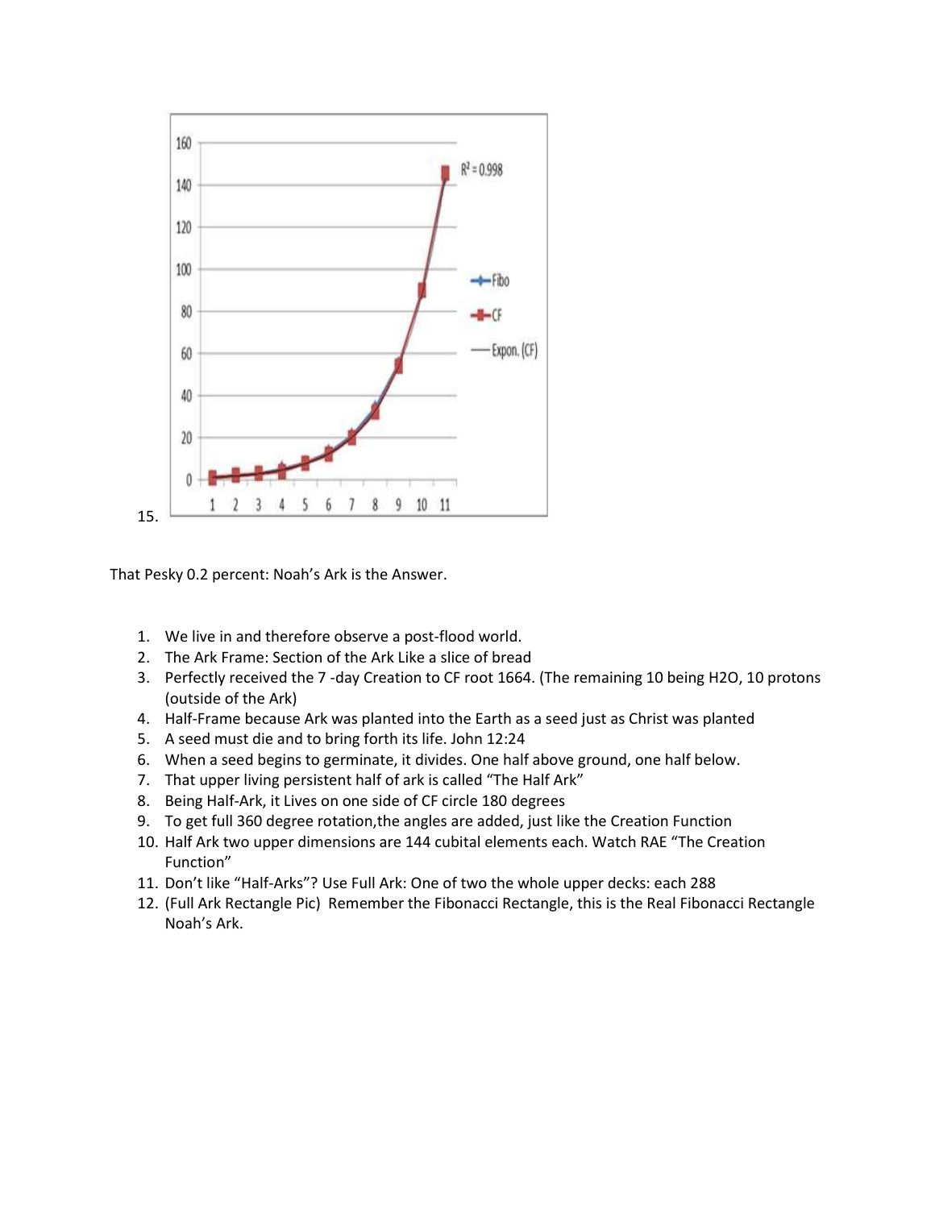15.

That Pesky 0.2 percent: Noah's Ark is the Answer.

1. We live in and therefore observe a post-flood world.
2. The Ark Frame: Section of the Ark Like a slice of bread
3. Perfectly received the 7 -day Creation to CF root 1664. (The remaining 10 being $H_2O$, 10 protons (outside of the Ark)
4. Half-Frame because Ark was planted into the Earth as a seed just as Christ was planted
5. A seed must die and to bring forth its life. John 12:24
6. When a seed begins to germinate, it divides. One half above ground, one half below.
7. That upper living persistent half of ark is called "The Half Ark"
8. Being Half-Ark, it Lives on one side of CF circle 180 degrees
9. To get full 360 degree rotation,the angles are added, just like the Creation Function
10. Half Ark two upper dimensions are 144 cubital elements each. Watch RAE "The Creation Function"
11. Don't like "Half-Arks"? Use Full Ark: One of two the whole upper decks: each 288
12. (Full Ark Rectangle Pic) Remember the Fibonacci Rectangle, this is the Real Fibonacci Rectangle Noah's Ark.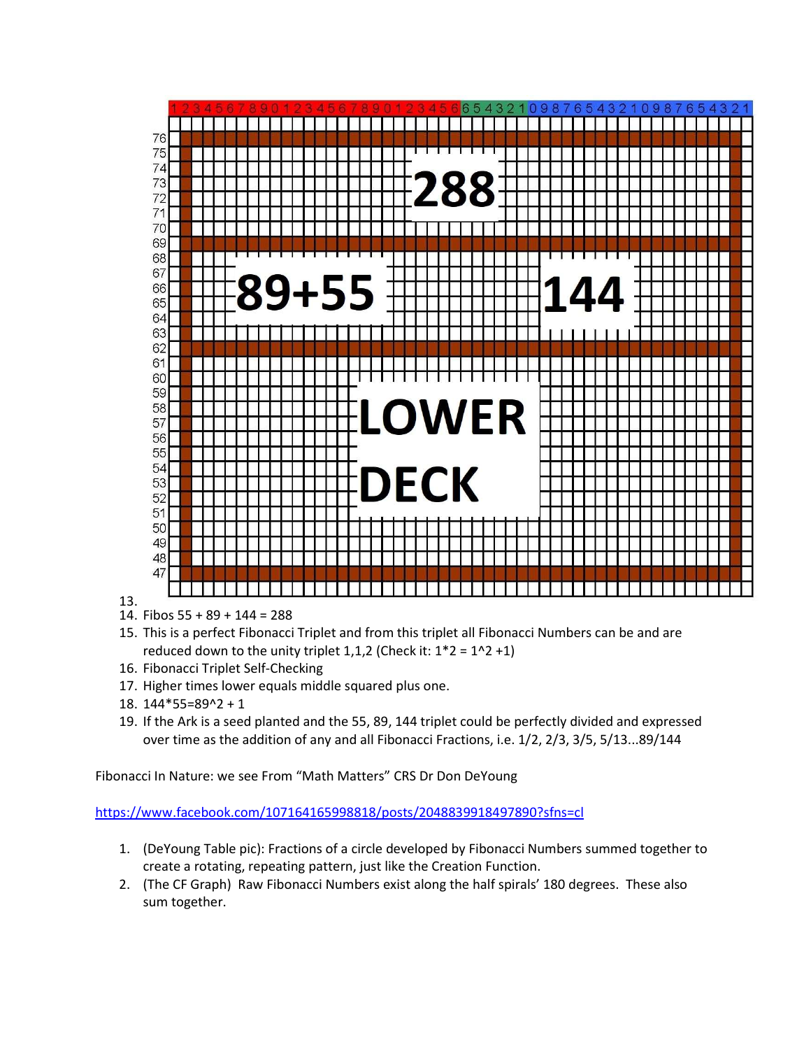13.
14. Fibos 55 + 89 + 144 = 288
15. This is a perfect Fibonacci Triplet and from this triplet all Fibonacci Numbers can be and are reduced down to the unity triplet 1,1,2 (Check it: 1*2 = 1^2 +1)
16. Fibonacci Triplet Self-Checking
17. Higher times lower equals middle squared plus one.
18. 144*55=89^2 + 1
19. If the Ark is a seed planted and the 55, 89, 144 triplet could be perfectly divided and expressed over time as the addition of any and all Fibonacci Fractions, i.e. 1/2, 2/3, 3/5, 5/13...89/144

Fibonacci In Nature: we see From "Math Matters" CRS Dr Don DeYoung

https://www.facebook.com/107164165998818/posts/2048839918497890?sfns=cl

1. (DeYoung Table pic): Fractions of a circle developed by Fibonacci Numbers summed together to create a rotating, repeating pattern, just like the Creation Function.
2. (The CF Graph) Raw Fibonacci Numbers exist along the half spirals' 180 degrees. These also sum together.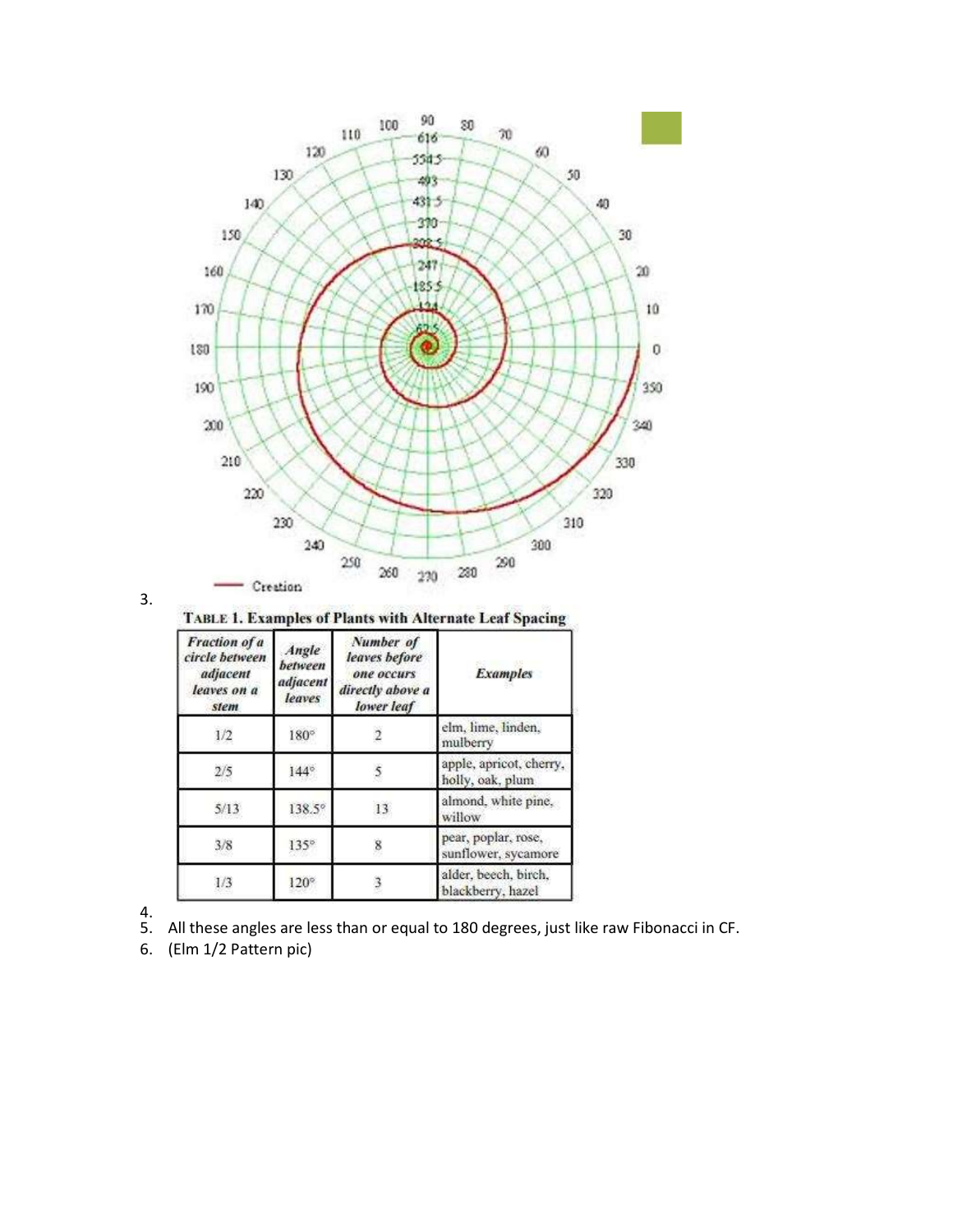3.

**TABLE 1. Examples of Plants with Alternate Leaf Spacing**

| *Fraction of a circle between adjacent leaves on a stem* | *Angle between adjacent leaves* | *Number of leaves before one occurs directly above a lower leaf* | *Examples* |
|---|---|---|---|
| 1/2 | 180° | 2 | elm, lime, linden, mulberry |
| 2/5 | 144° | 5 | apple, apricot, cherry, holly, oak, plum |
| 5/13 | 138.5° | 13 | almond, white pine, willow |
| 3/8 | 135° | 8 | pear, poplar, rose, sunflower, sycamore |
| 1/3 | 120° | 3 | alder, beech, birch, blackberry, hazel |

4.

5. All these angles are less than or equal to 180 degrees, just like raw Fibonacci in CF.
6. (Elm 1/2 Pattern pic)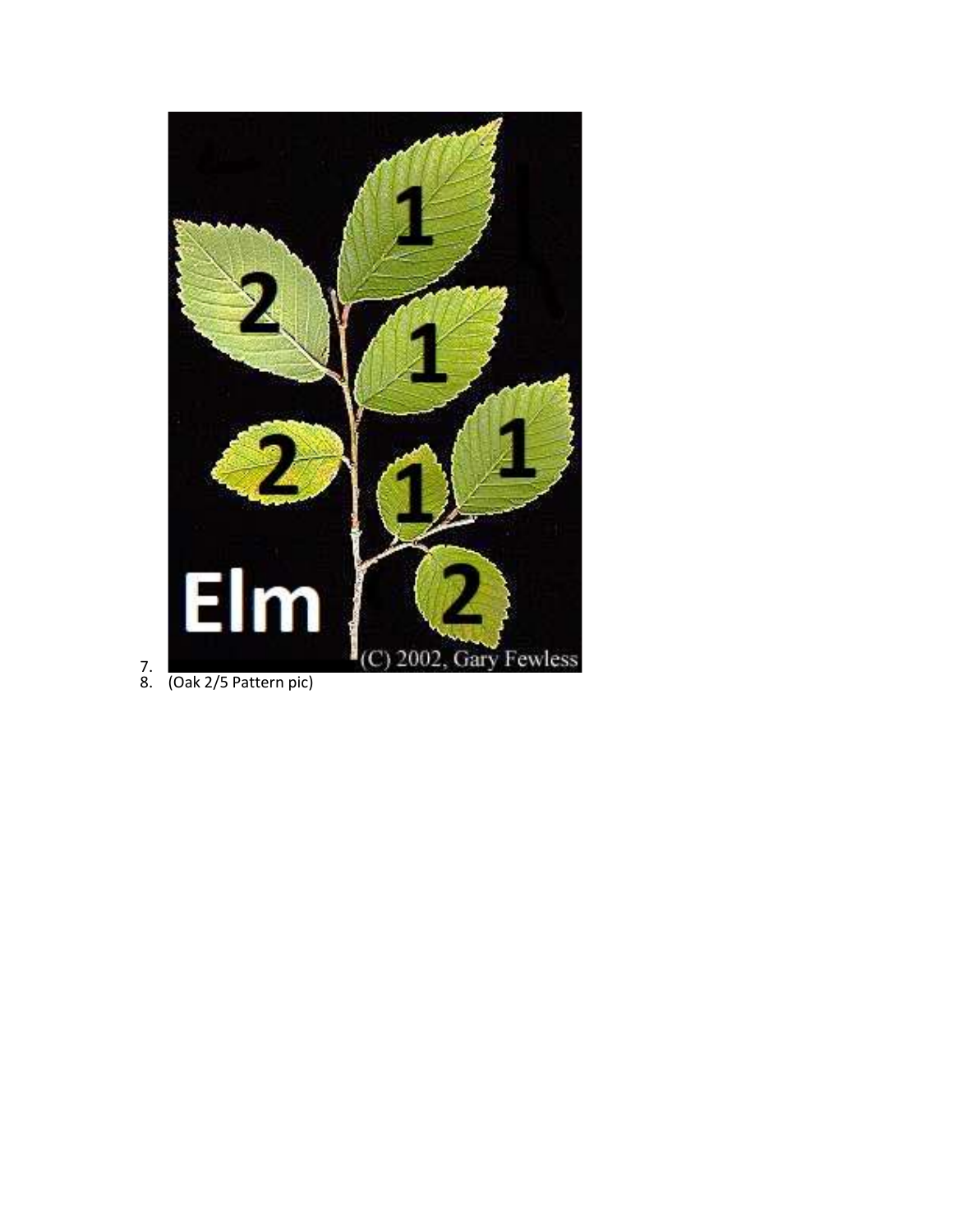7.
8. (Oak 2/5 Pattern pic)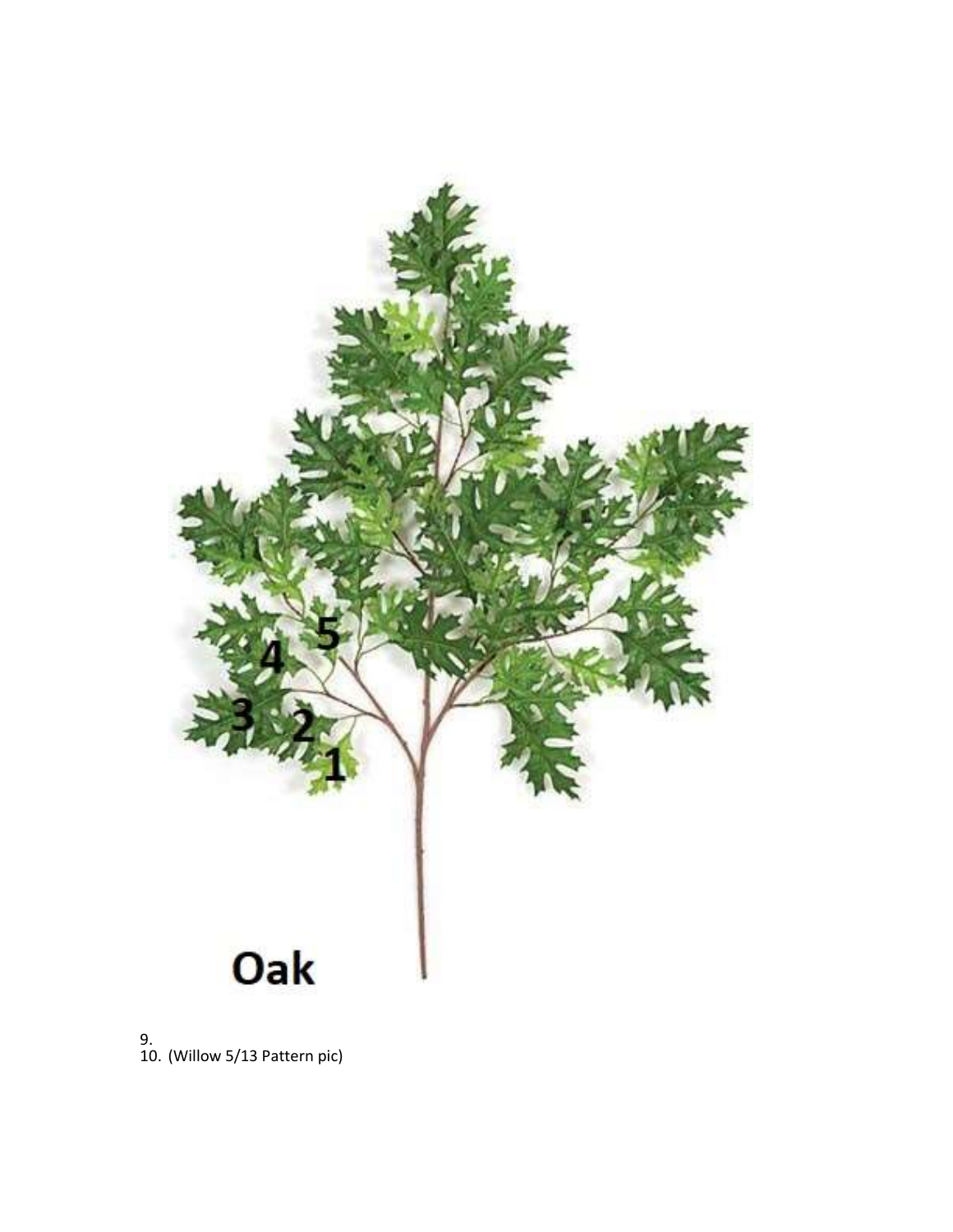Oak

9.
10. (Willow 5/13 Pattern pic)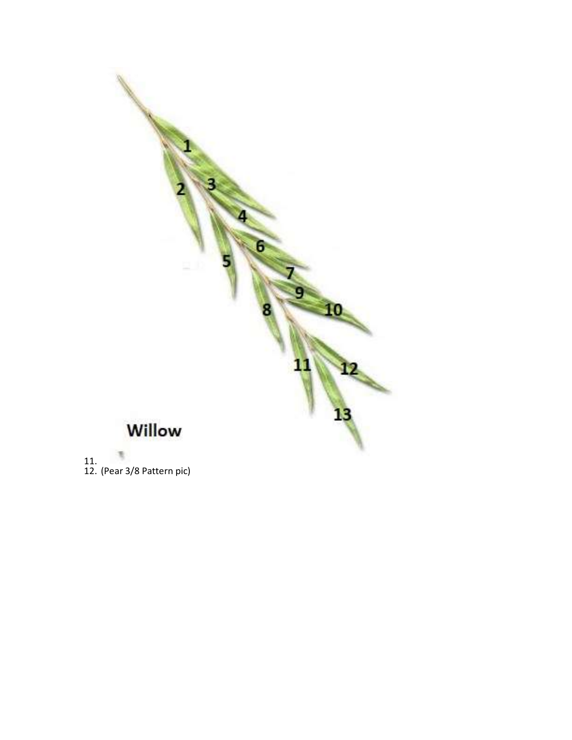Willow

11.
12. (Pear 3/8 Pattern pic)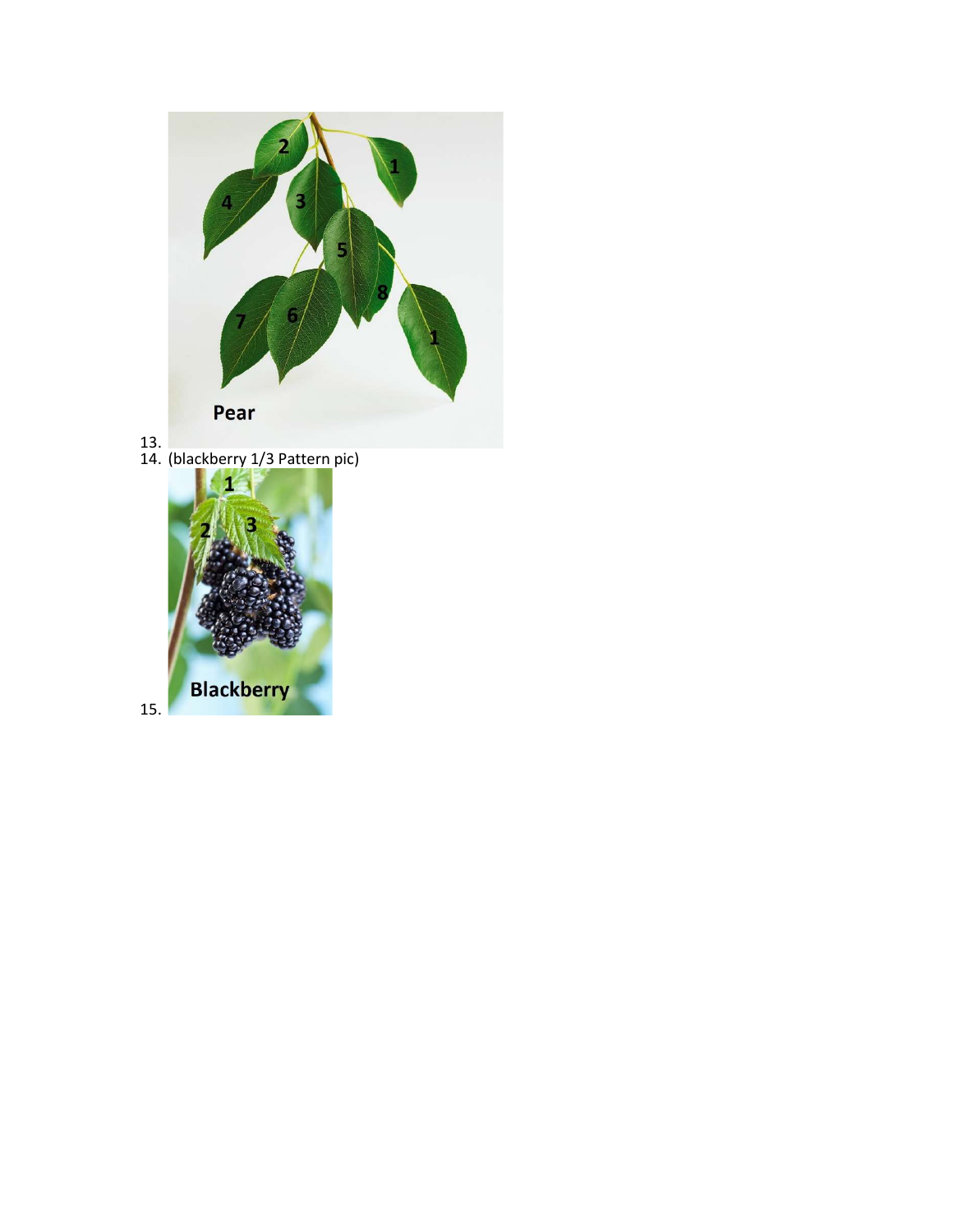13.

14. (blackberry 1/3 Pattern pic)

15.